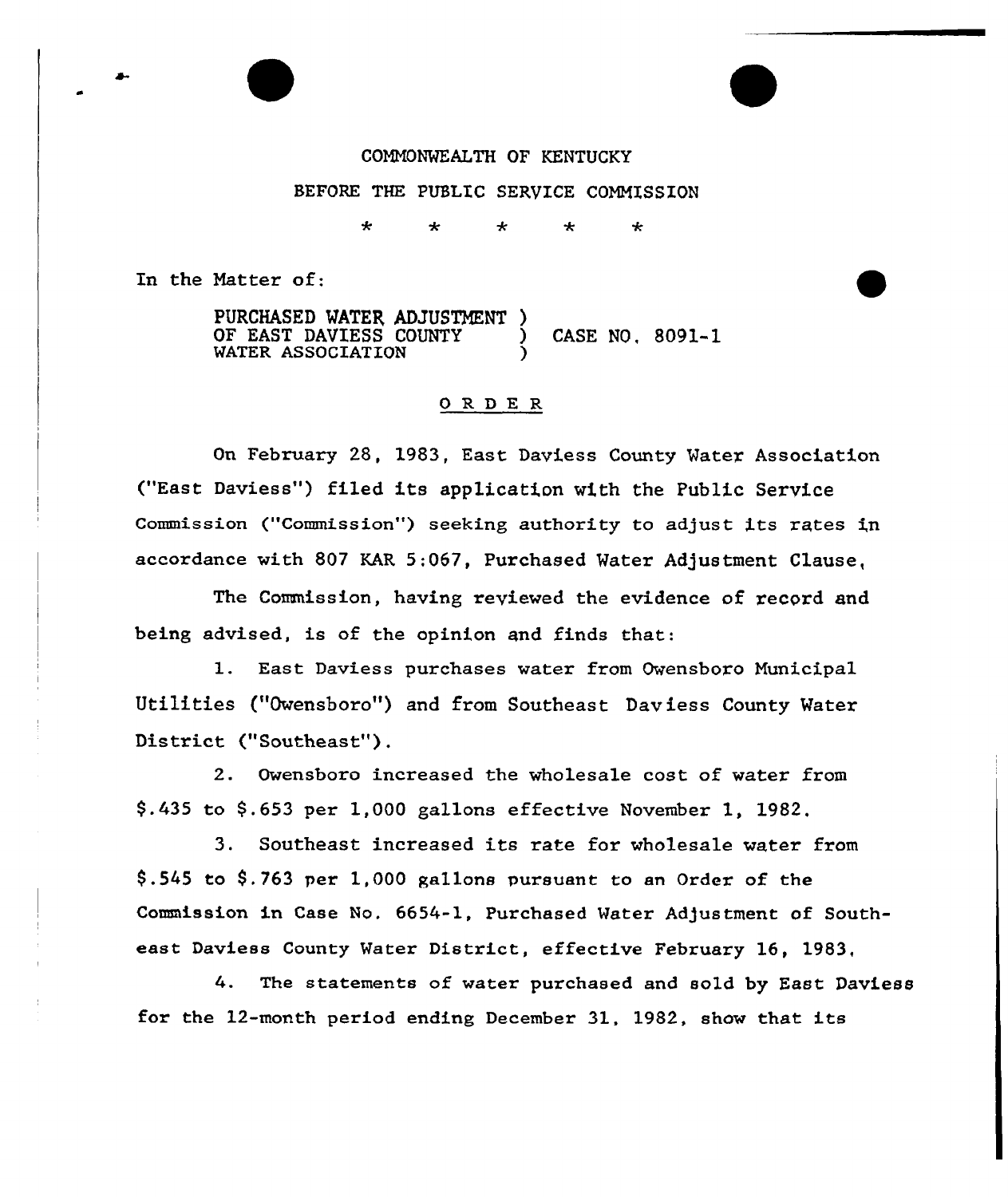COMMONWEALTH OF KENTUCKY

BEFORE THE PUBLIC SERVICE COMMISSION

\* \* \* \* \*

In the Matter of:

PURCHASED WATER ADJUSTMENT )
OF EAST DAVIESS COUNTY ) CASE NO. 8091-1
WATER ASSOCIATION )

## O R D E R

On February 28, 1983, East Daviess County Water Association ("East Daviess") filed its application with the Public Service Commission ("Commission") seeking authority to adjust its rates in accordance with 807 KAR 5:067, Purchased Water Adjustment Clause,

The Commission, having reviewed the evidence of record and being advised, is of the opinion and finds that:

1. East Daviess purchases water from Owensboro Municipal Utilities ("Owensboro") and from Southeast Daviess County Water District ("Southeast").

2. Owensboro increased the wholesale cost of water from $.435 to $.653 per 1,000 gallons effective November 1, 1982.

3. Southeast increased its rate for wholesale water from $.545 to $.763 per 1,000 gallons pursuant to an Order of the Commission in Case No. 6654-1, Purchased Water Adjustment of Southeast Daviess County Water District, effective February 16, 1983.

4. The statements of water purchased and sold by East Daviess for the 12-month period ending December 31, 1982, show that its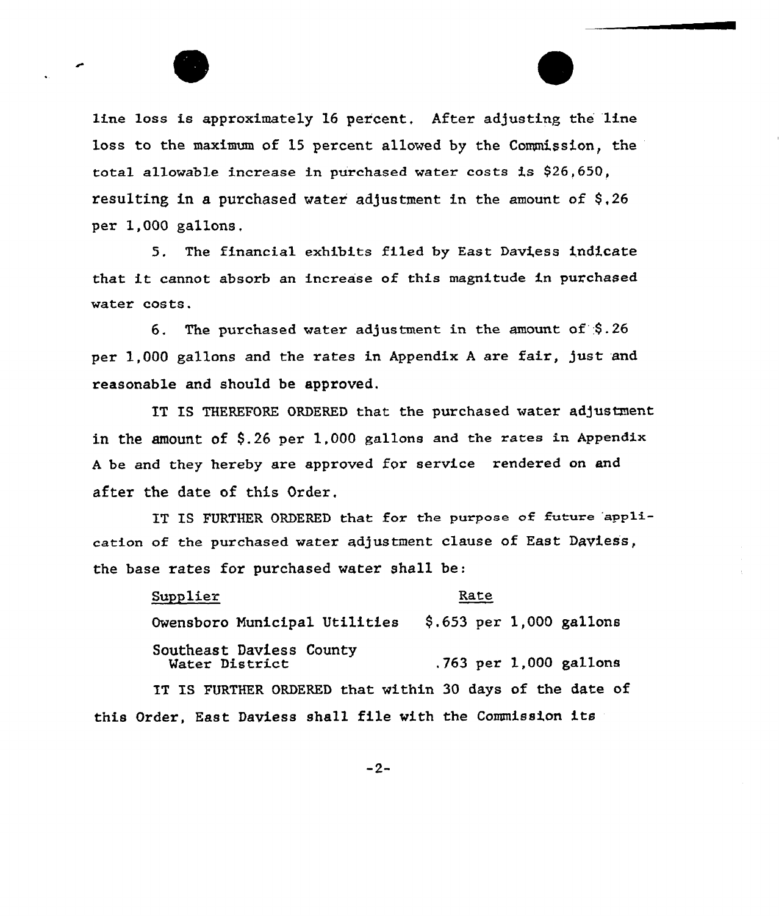line loss is approximately 16 percent. After adjusting the line loss to the maximum of 15 percent allowed by the Commission, the total allowable increase in purchased water costs is $26,650, resulting in a purchased water adjustment in the amount of $.26 per 1,000 gallons.

5. The financial exhibits filed by East Daviess indicate that it cannot absorb an increase of this magnitude in purchased water costs.

6. The purchased water adjustment in the amount of $.26 per 1,000 gallons and the rates in Appendix A are fair, just and reasonable and should be approved.

IT IS THEREFORE ORDERED that the purchased water adjustment in the amount of $.26 per 1,000 gallons and the rates in Appendix A be and they hereby are approved for service rendered on and after the date of this Order.

IT IS FURTHER ORDERED that for the purpose of future application of the purchased water adjustment clause of East Daviess, the base rates for purchased water shall be:

| Supplier | Rate |
| --- | --- |
| Owensboro Municipal Utilities | $.653 per 1,000 gallons |
| Southeast Daviess County Water District | .763 per 1,000 gallons |

IT IS FURTHER ORDERED that within 30 days of the date of this Order, East Daviess shall file with the Commission its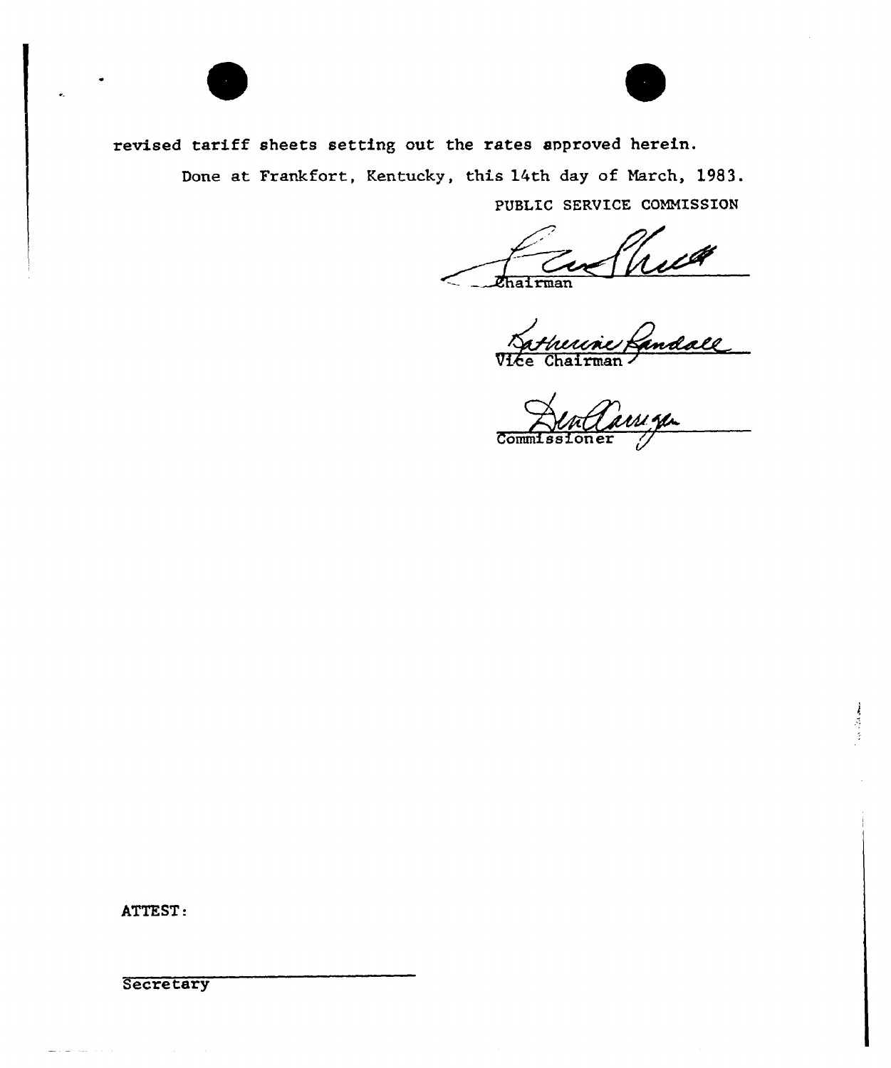revised tariff sheets setting out the rates approved herein.

Done at Frankfort, Kentucky, this 14th day of March, 1983.

PUBLIC SERVICE COMMISSION

Chairman

Vice Chairman

Commissioner

ATTEST:

Secretary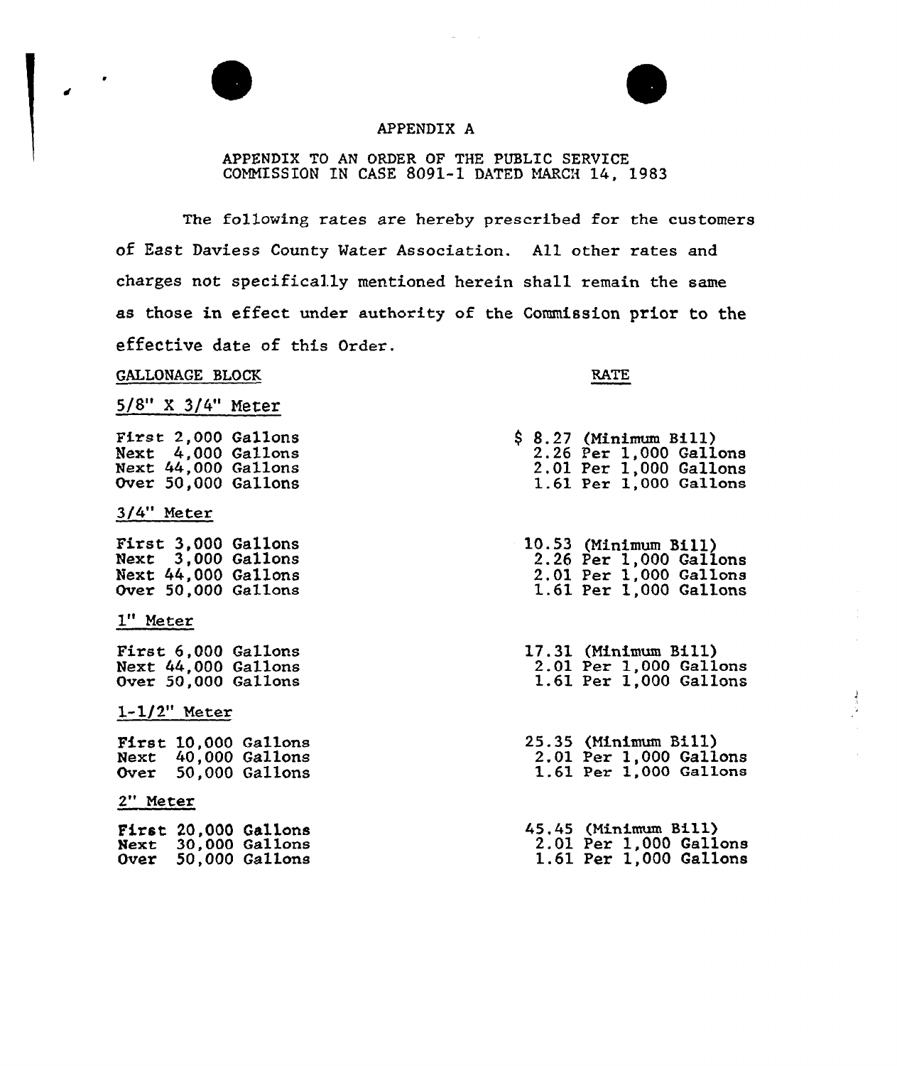# APPENDIX A

APPENDIX TO AN ORDER OF THE PUBLIC SERVICE COMMISSION IN CASE 8091-1 DATED MARCH 14, 1983

The following rates are hereby prescribed for the customers of East Daviess County Water Association. All other rates and charges not specifically mentioned herein shall remain the same as those in effect under authority of the Commission prior to the effective date of this Order.

| GALLONAGE BLOCK | RATE |
|---|---|
| **5/8" X 3/4" Meter** | |
| First 2,000 Gallons | $ 8.27 (Minimum Bill) |
| Next 4,000 Gallons | 2.26 Per 1,000 Gallons |
| Next 44,000 Gallons | 2.01 Per 1,000 Gallons |
| Over 50,000 Gallons | 1.61 Per 1,000 Gallons |
| **3/4" Meter** | |
| First 3,000 Gallons | 10.53 (Minimum Bill) |
| Next 3,000 Gallons | 2.26 Per 1,000 Gallons |
| Next 44,000 Gallons | 2.01 Per 1,000 Gallons |
| Over 50,000 Gallons | 1.61 Per 1,000 Gallons |
| **1" Meter** | |
| First 6,000 Gallons | 17.31 (Minimum Bill) |
| Next 44,000 Gallons | 2.01 Per 1,000 Gallons |
| Over 50,000 Gallons | 1.61 Per 1,000 Gallons |
| **1-1/2" Meter** | |
| First 10,000 Gallons | 25.35 (Minimum Bill) |
| Next 40,000 Gallons | 2.01 Per 1,000 Gallons |
| Over 50,000 Gallons | 1.61 Per 1,000 Gallons |
| **2" Meter** | |
| First 20,000 Gallons | 45.45 (Minimum Bill) |
| Next 30,000 Gallons | 2.01 Per 1,000 Gallons |
| Over 50,000 Gallons | 1.61 Per 1,000 Gallons |